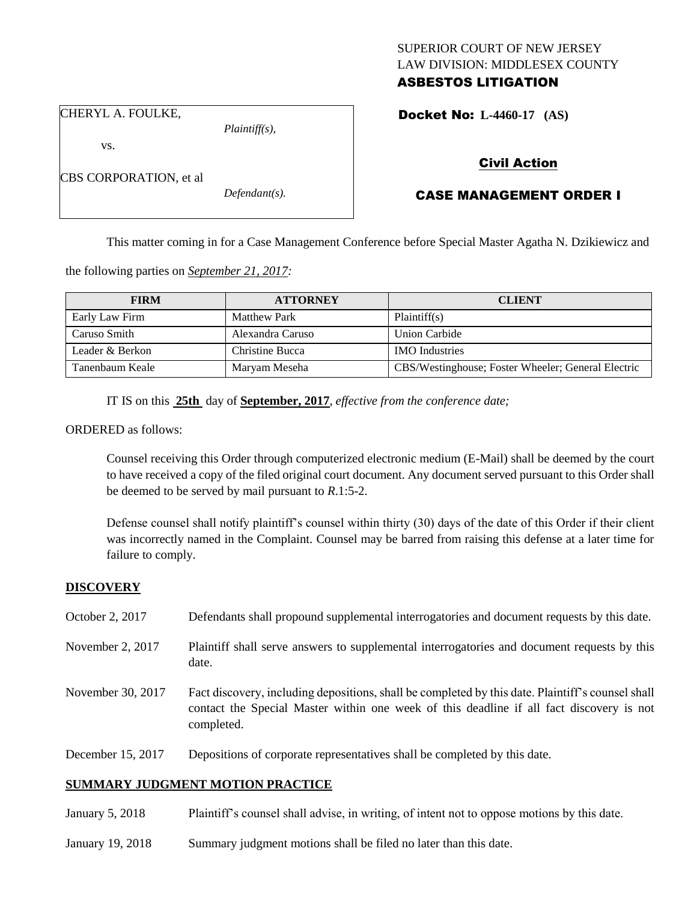SUPERIOR COURT OF NEW JERSEY
LAW DIVISION: MIDDLESEX COUNTY
**ASBESTOS LITIGATION**

CHERYL A. FOULKE,
*Plaintiff(s),*
vs.
CBS CORPORATION, et al
*Defendant(s).*

**Docket No: L-4460-17 (AS)**

**Civil Action**

**CASE MANAGEMENT ORDER I**

This matter coming in for a Case Management Conference before Special Master Agatha N. Dzikiewicz and the following parties on *September 21, 2017:*

| FIRM | ATTORNEY | CLIENT |
|---|---|---|
| Early Law Firm | Matthew Park | Plaintiff(s) |
| Caruso Smith | Alexandra Caruso | Union Carbide |
| Leader & Berkon | Christine Bucca | IMO Industries |
| Tanenbaum Keale | Maryam Meseha | CBS/Westinghouse; Foster Wheeler; General Electric |

IT IS on this **25th** day of **September, 2017**, *effective from the conference date;*

ORDERED as follows:

Counsel receiving this Order through computerized electronic medium (E-Mail) shall be deemed by the court to have received a copy of the filed original court document. Any document served pursuant to this Order shall be deemed to be served by mail pursuant to *R*.1:5-2.

Defense counsel shall notify plaintiff's counsel within thirty (30) days of the date of this Order if their client was incorrectly named in the Complaint. Counsel may be barred from raising this defense at a later time for failure to comply.

**DISCOVERY**

| | |
|---|---|
| October 2, 2017 | Defendants shall propound supplemental interrogatories and document requests by this date. |
| November 2, 2017 | Plaintiff shall serve answers to supplemental interrogatories and document requests by this date. |
| November 30, 2017 | Fact discovery, including depositions, shall be completed by this date. Plaintiff's counsel shall contact the Special Master within one week of this deadline if all fact discovery is not completed. |
| December 15, 2017 | Depositions of corporate representatives shall be completed by this date. |

**SUMMARY JUDGMENT MOTION PRACTICE**

| | |
|---|---|
| January 5, 2018 | Plaintiff's counsel shall advise, in writing, of intent not to oppose motions by this date. |
| January 19, 2018 | Summary judgment motions shall be filed no later than this date. |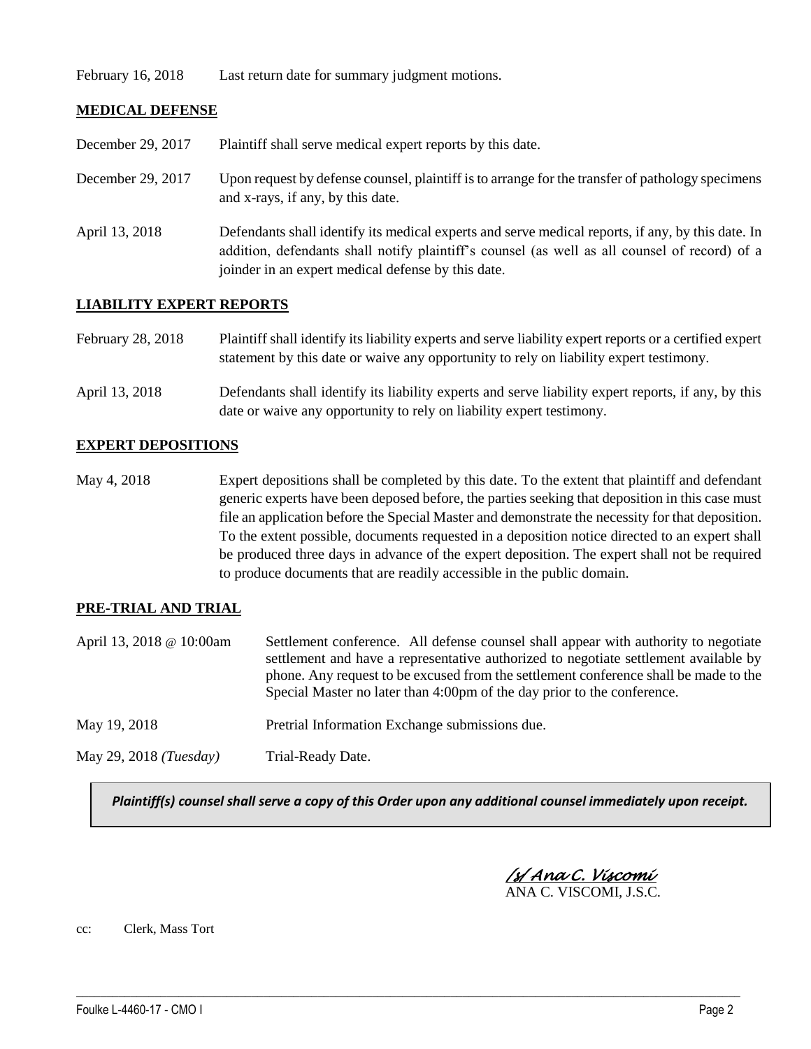| | |
|---|---|
| February 16, 2018 | Last return date for summary judgment motions. |

**MEDICAL DEFENSE**

| | |
|---|---|
| December 29, 2017 | Plaintiff shall serve medical expert reports by this date. |
| December 29, 2017 | Upon request by defense counsel, plaintiff is to arrange for the transfer of pathology specimens and x-rays, if any, by this date. |
| April 13, 2018 | Defendants shall identify its medical experts and serve medical reports, if any, by this date. In addition, defendants shall notify plaintiff's counsel (as well as all counsel of record) of a joinder in an expert medical defense by this date. |

**LIABILITY EXPERT REPORTS**

| | |
|---|---|
| February 28, 2018 | Plaintiff shall identify its liability experts and serve liability expert reports or a certified expert statement by this date or waive any opportunity to rely on liability expert testimony. |
| April 13, 2018 | Defendants shall identify its liability experts and serve liability expert reports, if any, by this date or waive any opportunity to rely on liability expert testimony. |

**EXPERT DEPOSITIONS**

| | |
|---|---|
| May 4, 2018 | Expert depositions shall be completed by this date. To the extent that plaintiff and defendant generic experts have been deposed before, the parties seeking that deposition in this case must file an application before the Special Master and demonstrate the necessity for that deposition. To the extent possible, documents requested in a deposition notice directed to an expert shall be produced three days in advance of the expert deposition. The expert shall not be required to produce documents that are readily accessible in the public domain. |

**PRE-TRIAL AND TRIAL**

| | |
|---|---|
| April 13, 2018 @ 10:00am | Settlement conference. All defense counsel shall appear with authority to negotiate settlement and have a representative authorized to negotiate settlement available by phone. Any request to be excused from the settlement conference shall be made to the Special Master no later than 4:00pm of the day prior to the conference. |
| May 19, 2018 | Pretrial Information Exchange submissions due. |
| May 29, 2018 *(Tuesday)* | Trial-Ready Date. |

***Plaintiff(s) counsel shall serve a copy of this Order upon any additional counsel immediately upon receipt.***

*/s/ Ana C. Viscomi*
ANA C. VISCOMI, J.S.C.

cc: Clerk, Mass Tort